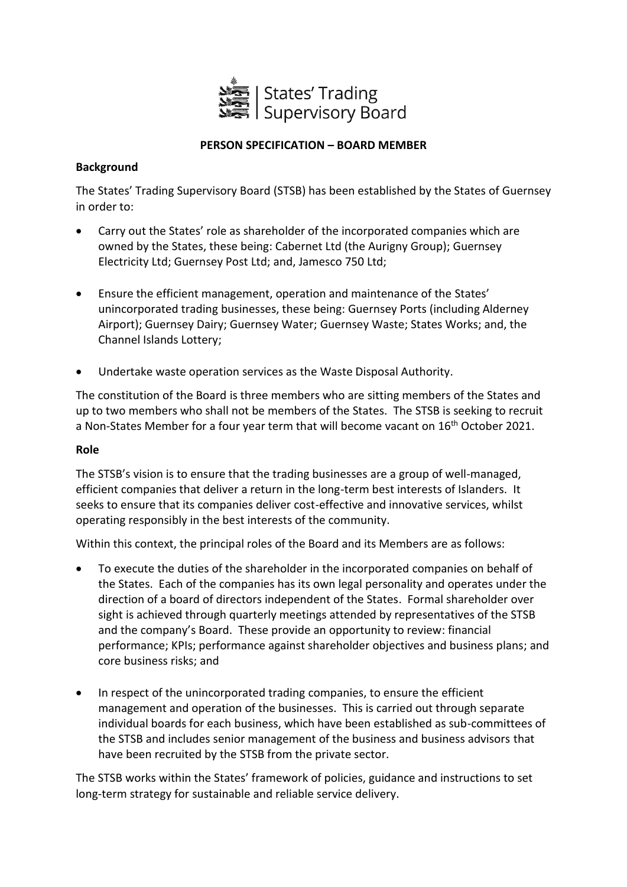States' Trading Supervisory Board

**PERSON SPECIFICATION – BOARD MEMBER**

**Background**

The States' Trading Supervisory Board (STSB) has been established by the States of Guernsey in order to:

- Carry out the States' role as shareholder of the incorporated companies which are owned by the States, these being: Cabernet Ltd (the Aurigny Group); Guernsey Electricity Ltd; Guernsey Post Ltd; and, Jamesco 750 Ltd;
- Ensure the efficient management, operation and maintenance of the States' unincorporated trading businesses, these being: Guernsey Ports (including Alderney Airport); Guernsey Dairy; Guernsey Water; Guernsey Waste; States Works; and, the Channel Islands Lottery;
- Undertake waste operation services as the Waste Disposal Authority.

The constitution of the Board is three members who are sitting members of the States and up to two members who shall not be members of the States. The STSB is seeking to recruit a Non-States Member for a four year term that will become vacant on 16th October 2021.

**Role**

The STSB's vision is to ensure that the trading businesses are a group of well-managed, efficient companies that deliver a return in the long-term best interests of Islanders. It seeks to ensure that its companies deliver cost-effective and innovative services, whilst operating responsibly in the best interests of the community.

Within this context, the principal roles of the Board and its Members are as follows:

- To execute the duties of the shareholder in the incorporated companies on behalf of the States. Each of the companies has its own legal personality and operates under the direction of a board of directors independent of the States. Formal shareholder over sight is achieved through quarterly meetings attended by representatives of the STSB and the company's Board. These provide an opportunity to review: financial performance; KPIs; performance against shareholder objectives and business plans; and core business risks; and
- In respect of the unincorporated trading companies, to ensure the efficient management and operation of the businesses. This is carried out through separate individual boards for each business, which have been established as sub-committees of the STSB and includes senior management of the business and business advisors that have been recruited by the STSB from the private sector.

The STSB works within the States' framework of policies, guidance and instructions to set long-term strategy for sustainable and reliable service delivery.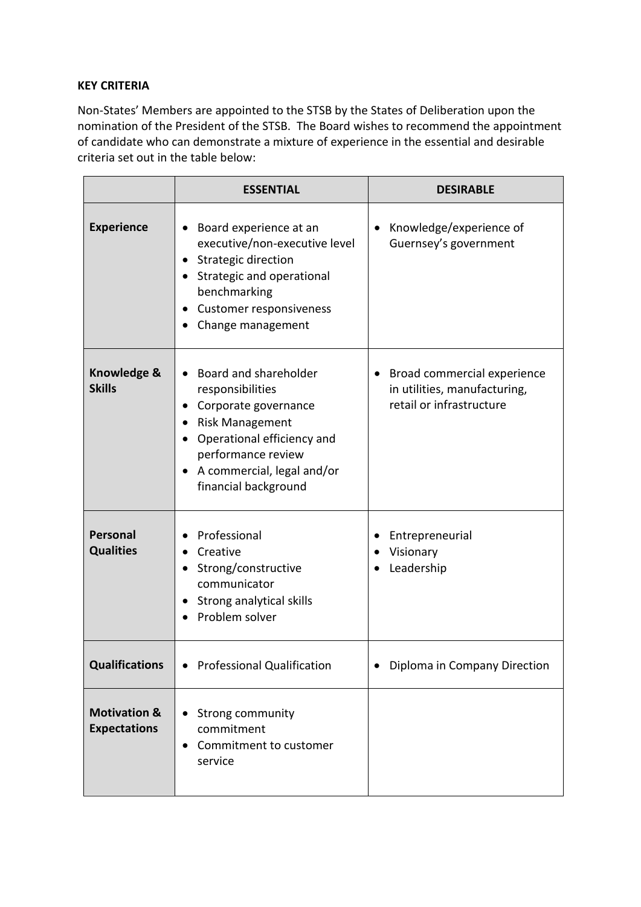**KEY CRITERIA**

Non-States' Members are appointed to the STSB by the States of Deliberation upon the nomination of the President of the STSB. The Board wishes to recommend the appointment of candidate who can demonstrate a mixture of experience in the essential and desirable criteria set out in the table below:

| | **ESSENTIAL** | **DESIRABLE** |
|---|---|---|
| **Experience** | • Board experience at an executive/non-executive level<br>• Strategic direction<br>• Strategic and operational benchmarking<br>• Customer responsiveness<br>• Change management | • Knowledge/experience of Guernsey's government |
| **Knowledge & Skills** | • Board and shareholder responsibilities<br>• Corporate governance<br>• Risk Management<br>• Operational efficiency and performance review<br>• A commercial, legal and/or financial background | • Broad commercial experience in utilities, manufacturing, retail or infrastructure |
| **Personal Qualities** | • Professional<br>• Creative<br>• Strong/constructive communicator<br>• Strong analytical skills<br>• Problem solver | • Entrepreneurial<br>• Visionary<br>• Leadership |
| **Qualifications** | • Professional Qualification | • Diploma in Company Direction |
| **Motivation & Expectations** | • Strong community commitment<br>• Commitment to customer service | |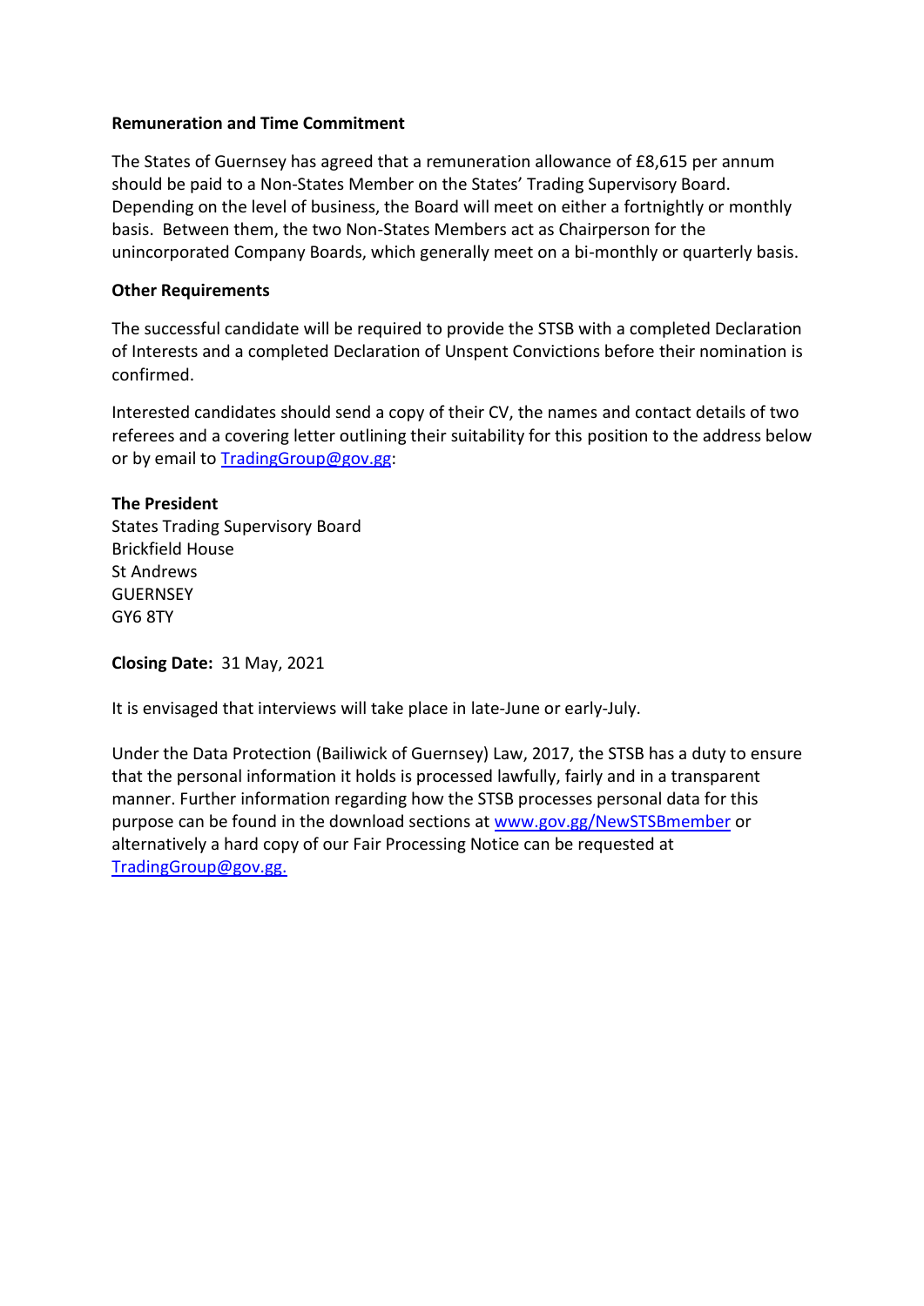**Remuneration and Time Commitment**

The States of Guernsey has agreed that a remuneration allowance of £8,615 per annum should be paid to a Non-States Member on the States' Trading Supervisory Board. Depending on the level of business, the Board will meet on either a fortnightly or monthly basis. Between them, the two Non-States Members act as Chairperson for the unincorporated Company Boards, which generally meet on a bi-monthly or quarterly basis.

**Other Requirements**

The successful candidate will be required to provide the STSB with a completed Declaration of Interests and a completed Declaration of Unspent Convictions before their nomination is confirmed.

Interested candidates should send a copy of their CV, the names and contact details of two referees and a covering letter outlining their suitability for this position to the address below or by email to TradingGroup@gov.gg:

**The President**
States Trading Supervisory Board
Brickfield House
St Andrews
GUERNSEY
GY6 8TY

**Closing Date:** 31 May, 2021

It is envisaged that interviews will take place in late-June or early-July.

Under the Data Protection (Bailiwick of Guernsey) Law, 2017, the STSB has a duty to ensure that the personal information it holds is processed lawfully, fairly and in a transparent manner. Further information regarding how the STSB processes personal data for this purpose can be found in the download sections at www.gov.gg/NewSTSBmember or alternatively a hard copy of our Fair Processing Notice can be requested at TradingGroup@gov.gg.